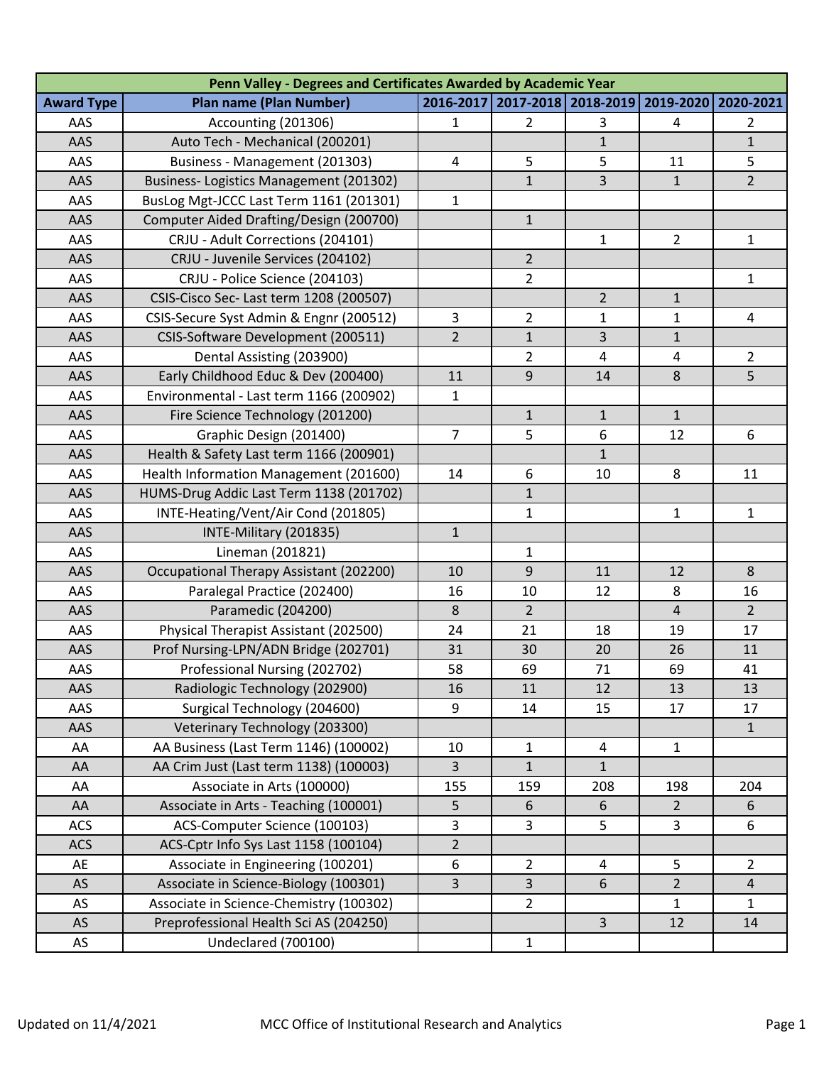| Penn Valley - Degrees and Certificates Awarded by Academic Year | | | | | | |
|---|---|---|---|---|---|---|
| **Award Type** | **Plan name (Plan Number)** | **2016-2017** | **2017-2018** | **2018-2019** | **2019-2020** | **2020-2021** |
| AAS | Accounting (201306) | 1 | 2 | 3 | 4 | 2 |
| AAS | Auto Tech - Mechanical (200201) | | | 1 | | 1 |
| AAS | Business - Management (201303) | 4 | 5 | 5 | 11 | 5 |
| AAS | Business- Logistics Management (201302) | | 1 | 3 | 1 | 2 |
| AAS | BusLog Mgt-JCCC Last Term 1161 (201301) | 1 | | | | |
| AAS | Computer Aided Drafting/Design (200700) | | 1 | | | |
| AAS | CRJU - Adult Corrections (204101) | | | 1 | 2 | 1 |
| AAS | CRJU - Juvenile Services (204102) | | 2 | | | |
| AAS | CRJU - Police Science (204103) | | 2 | | | 1 |
| AAS | CSIS-Cisco Sec- Last term 1208 (200507) | | | 2 | 1 | |
| AAS | CSIS-Secure Syst Admin & Engnr (200512) | 3 | 2 | 1 | 1 | 4 |
| AAS | CSIS-Software Development (200511) | 2 | 1 | 3 | 1 | |
| AAS | Dental Assisting (203900) | | 2 | 4 | 4 | 2 |
| AAS | Early Childhood Educ & Dev (200400) | 11 | 9 | 14 | 8 | 5 |
| AAS | Environmental - Last term 1166 (200902) | 1 | | | | |
| AAS | Fire Science Technology (201200) | | 1 | 1 | 1 | |
| AAS | Graphic Design (201400) | 7 | 5 | 6 | 12 | 6 |
| AAS | Health & Safety Last term 1166 (200901) | | | 1 | | |
| AAS | Health Information Management (201600) | 14 | 6 | 10 | 8 | 11 |
| AAS | HUMS-Drug Addic Last Term 1138 (201702) | | 1 | | | |
| AAS | INTE-Heating/Vent/Air Cond (201805) | | 1 | | 1 | 1 |
| AAS | INTE-Military (201835) | 1 | | | | |
| AAS | Lineman (201821) | | 1 | | | |
| AAS | Occupational Therapy Assistant (202200) | 10 | 9 | 11 | 12 | 8 |
| AAS | Paralegal Practice (202400) | 16 | 10 | 12 | 8 | 16 |
| AAS | Paramedic (204200) | 8 | 2 | | 4 | 2 |
| AAS | Physical Therapist Assistant (202500) | 24 | 21 | 18 | 19 | 17 |
| AAS | Prof Nursing-LPN/ADN Bridge (202701) | 31 | 30 | 20 | 26 | 11 |
| AAS | Professional Nursing (202702) | 58 | 69 | 71 | 69 | 41 |
| AAS | Radiologic Technology (202900) | 16 | 11 | 12 | 13 | 13 |
| AAS | Surgical Technology (204600) | 9 | 14 | 15 | 17 | 17 |
| AAS | Veterinary Technology (203300) | | | | | 1 |
| AA | AA Business (Last Term 1146) (100002) | 10 | 1 | 4 | 1 | |
| AA | AA Crim Just (Last term 1138) (100003) | 3 | 1 | 1 | | |
| AA | Associate in Arts (100000) | 155 | 159 | 208 | 198 | 204 |
| AA | Associate in Arts - Teaching (100001) | 5 | 6 | 6 | 2 | 6 |
| ACS | ACS-Computer Science (100103) | 3 | 3 | 5 | 3 | 6 |
| ACS | ACS-Cptr Info Sys Last 1158 (100104) | 2 | | | | |
| AE | Associate in Engineering (100201) | 6 | 2 | 4 | 5 | 2 |
| AS | Associate in Science-Biology (100301) | 3 | 3 | 6 | 2 | 4 |
| AS | Associate in Science-Chemistry (100302) | | 2 | | 1 | 1 |
| AS | Preprofessional Health Sci AS (204250) | | | 3 | 12 | 14 |
| AS | Undeclared (700100) | | 1 | | | |

Updated on 11/4/2021 MCC Office of Institutional Research and Analytics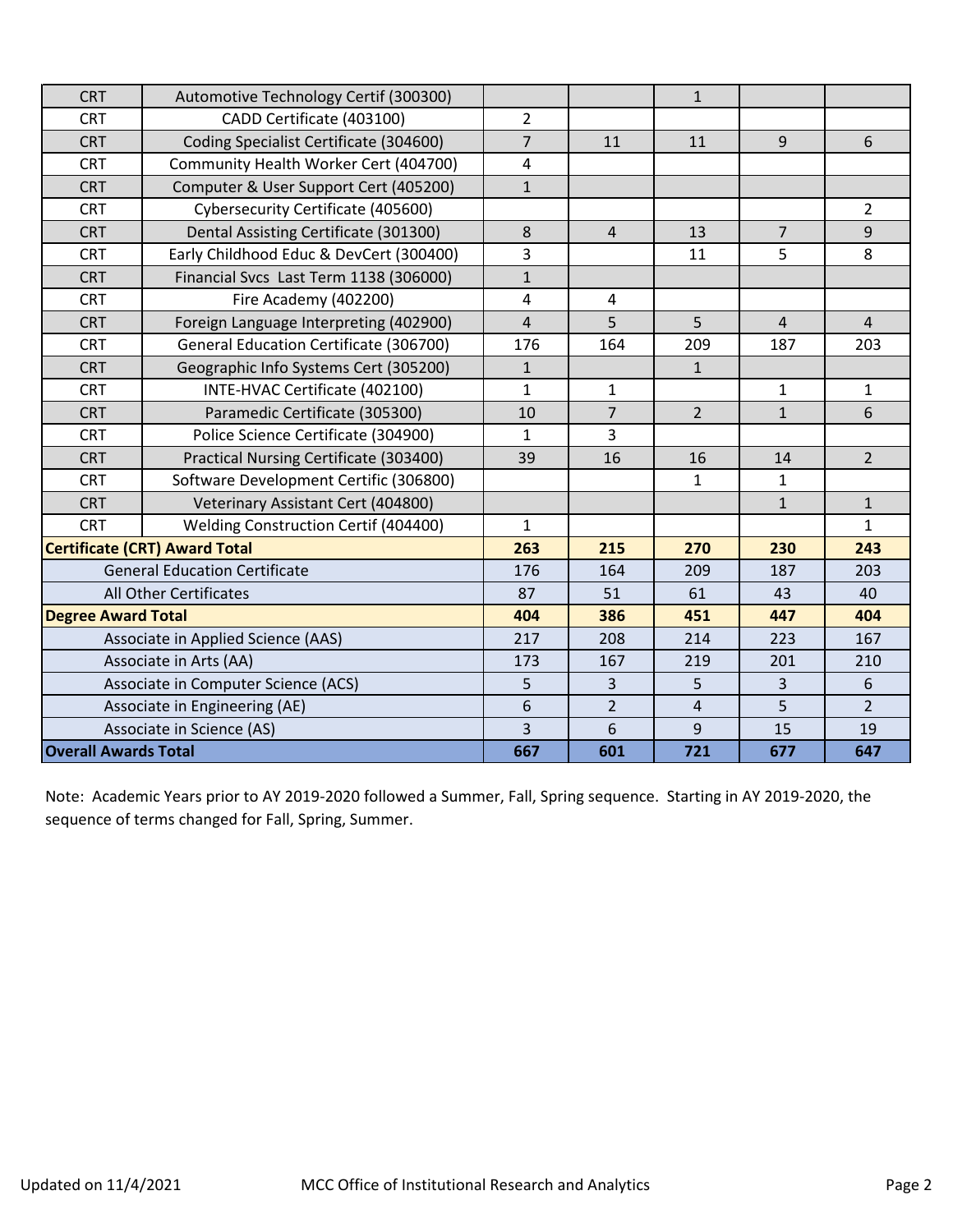| | | | | | | |
|---|---|---|---|---|---|---|
| CRT | Automotive Technology Certif (300300) | | | 1 | | |
| CRT | CADD Certificate (403100) | 2 | | | | |
| CRT | Coding Specialist Certificate (304600) | 7 | 11 | 11 | 9 | 6 |
| CRT | Community Health Worker Cert (404700) | 4 | | | | |
| CRT | Computer & User Support Cert (405200) | 1 | | | | |
| CRT | Cybersecurity Certificate (405600) | | | | | 2 |
| CRT | Dental Assisting Certificate (301300) | 8 | 4 | 13 | 7 | 9 |
| CRT | Early Childhood Educ & DevCert (300400) | 3 | | 11 | 5 | 8 |
| CRT | Financial Svcs Last Term 1138 (306000) | 1 | | | | |
| CRT | Fire Academy (402200) | 4 | 4 | | | |
| CRT | Foreign Language Interpreting (402900) | 4 | 5 | 5 | 4 | 4 |
| CRT | General Education Certificate (306700) | 176 | 164 | 209 | 187 | 203 |
| CRT | Geographic Info Systems Cert (305200) | 1 | | 1 | | |
| CRT | INTE-HVAC Certificate (402100) | 1 | 1 | | 1 | 1 |
| CRT | Paramedic Certificate (305300) | 10 | 7 | 2 | 1 | 6 |
| CRT | Police Science Certificate (304900) | 1 | 3 | | | |
| CRT | Practical Nursing Certificate (303400) | 39 | 16 | 16 | 14 | 2 |
| CRT | Software Development Certific (306800) | | | 1 | 1 | |
| CRT | Veterinary Assistant Cert (404800) | | | | 1 | 1 |
| CRT | Welding Construction Certif (404400) | 1 | | | | 1 |
| **Certificate (CRT) Award Total** | | **263** | **215** | **270** | **230** | **243** |
| General Education Certificate | | 176 | 164 | 209 | 187 | 203 |
| All Other Certificates | | 87 | 51 | 61 | 43 | 40 |
| **Degree Award Total** | | **404** | **386** | **451** | **447** | **404** |
| Associate in Applied Science (AAS) | | 217 | 208 | 214 | 223 | 167 |
| Associate in Arts (AA) | | 173 | 167 | 219 | 201 | 210 |
| Associate in Computer Science (ACS) | | 5 | 3 | 5 | 3 | 6 |
| Associate in Engineering (AE) | | 6 | 2 | 4 | 5 | 2 |
| Associate in Science (AS) | | 3 | 6 | 9 | 15 | 19 |
| **Overall Awards Total** | | **667** | **601** | **721** | **677** | **647** |

Note: Academic Years prior to AY 2019-2020 followed a Summer, Fall, Spring sequence. Starting in AY 2019-2020, the sequence of terms changed for Fall, Spring, Summer.

Updated on 11/4/2021

MCC Office of Institutional Research and Analytics